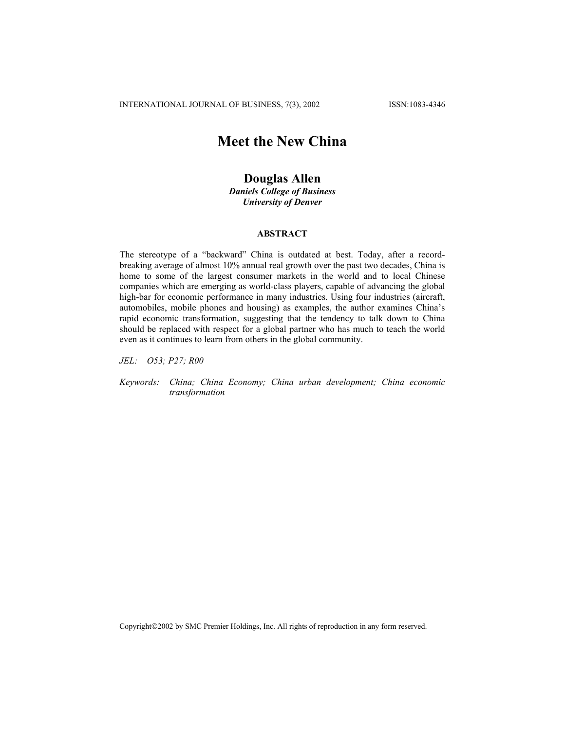# Meet the New China

## Douglas Allen

***Daniels College of Business***
***University of Denver***

### ABSTRACT

The stereotype of a "backward" China is outdated at best. Today, after a record-breaking average of almost 10% annual real growth over the past two decades, China is home to some of the largest consumer markets in the world and to local Chinese companies which are emerging as world-class players, capable of advancing the global high-bar for economic performance in many industries. Using four industries (aircraft, automobiles, mobile phones and housing) as examples, the author examines China's rapid economic transformation, suggesting that the tendency to talk down to China should be replaced with respect for a global partner who has much to teach the world even as it continues to learn from others in the global community.

*JEL:* *O53; P27; R00*

*Keywords:* *China; China Economy; China urban development; China economic transformation*

Copyright©2002 by SMC Premier Holdings, Inc. All rights of reproduction in any form reserved.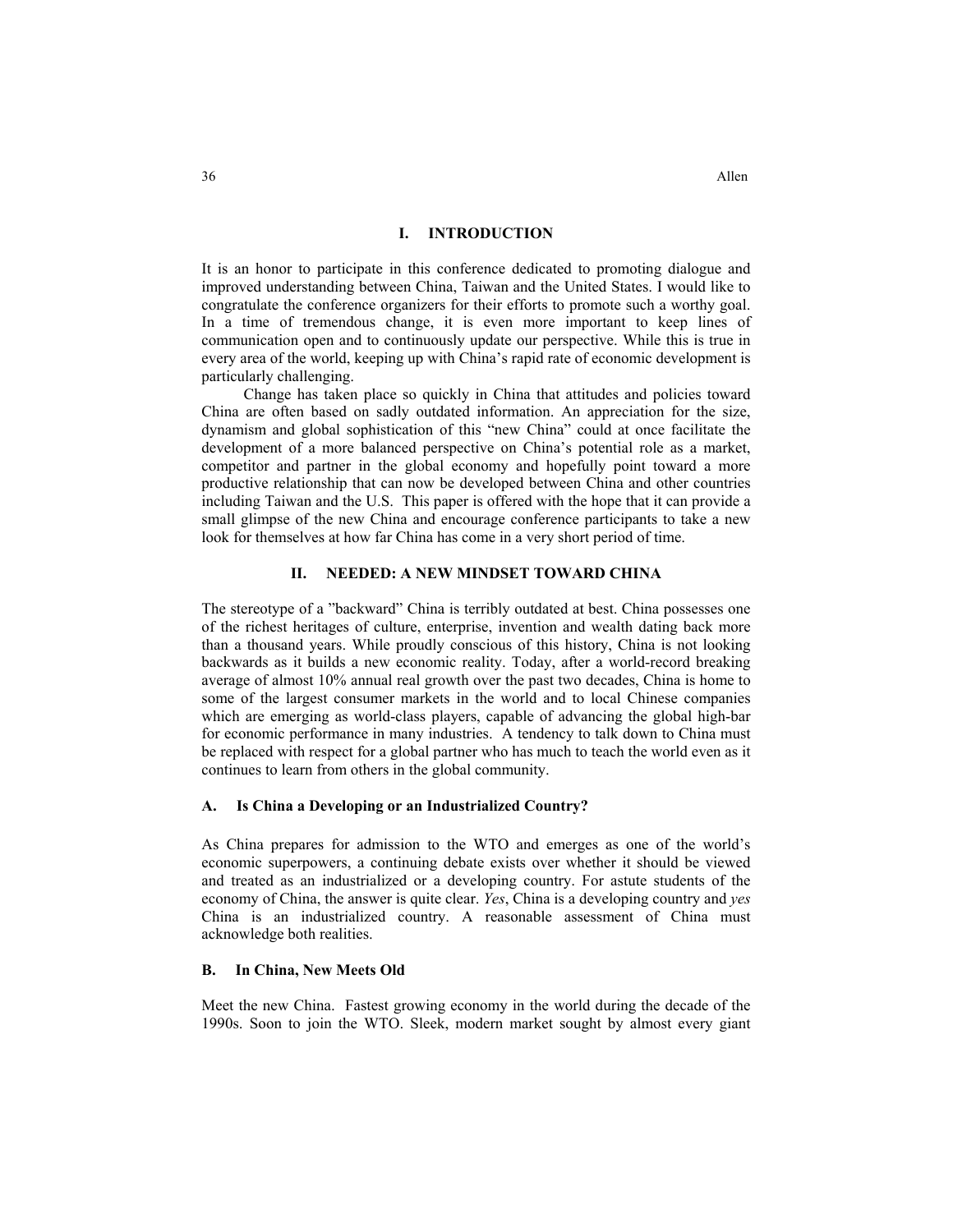## I. INTRODUCTION

It is an honor to participate in this conference dedicated to promoting dialogue and improved understanding between China, Taiwan and the United States. I would like to congratulate the conference organizers for their efforts to promote such a worthy goal. In a time of tremendous change, it is even more important to keep lines of communication open and to continuously update our perspective. While this is true in every area of the world, keeping up with China's rapid rate of economic development is particularly challenging.

Change has taken place so quickly in China that attitudes and policies toward China are often based on sadly outdated information. An appreciation for the size, dynamism and global sophistication of this "new China" could at once facilitate the development of a more balanced perspective on China's potential role as a market, competitor and partner in the global economy and hopefully point toward a more productive relationship that can now be developed between China and other countries including Taiwan and the U.S. This paper is offered with the hope that it can provide a small glimpse of the new China and encourage conference participants to take a new look for themselves at how far China has come in a very short period of time.

## II. NEEDED: A NEW MINDSET TOWARD CHINA

The stereotype of a "backward" China is terribly outdated at best. China possesses one of the richest heritages of culture, enterprise, invention and wealth dating back more than a thousand years. While proudly conscious of this history, China is not looking backwards as it builds a new economic reality. Today, after a world-record breaking average of almost 10% annual real growth over the past two decades, China is home to some of the largest consumer markets in the world and to local Chinese companies which are emerging as world-class players, capable of advancing the global high-bar for economic performance in many industries. A tendency to talk down to China must be replaced with respect for a global partner who has much to teach the world even as it continues to learn from others in the global community.

### A. Is China a Developing or an Industrialized Country?

As China prepares for admission to the WTO and emerges as one of the world's economic superpowers, a continuing debate exists over whether it should be viewed and treated as an industrialized or a developing country. For astute students of the economy of China, the answer is quite clear. *Yes*, China is a developing country and *yes* China is an industrialized country. A reasonable assessment of China must acknowledge both realities.

### B. In China, New Meets Old

Meet the new China. Fastest growing economy in the world during the decade of the 1990s. Soon to join the WTO. Sleek, modern market sought by almost every giant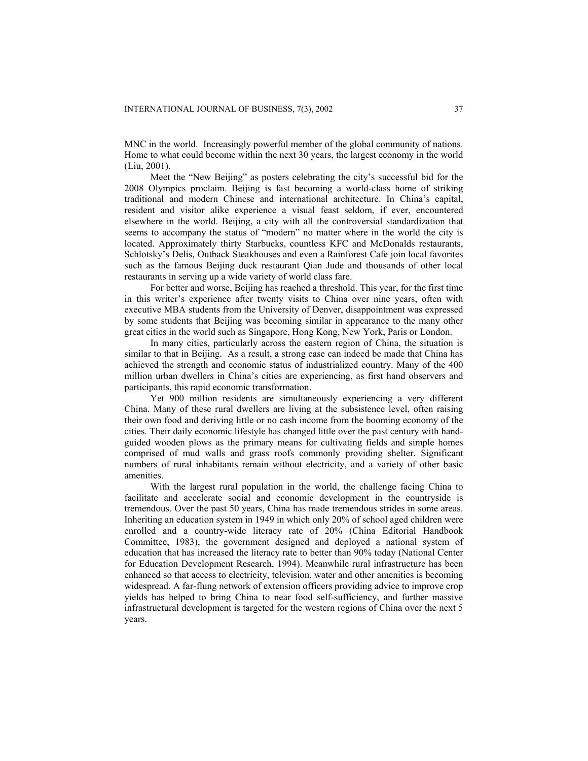MNC in the world. Increasingly powerful member of the global community of nations. Home to what could become within the next 30 years, the largest economy in the world (Liu, 2001).

Meet the "New Beijing" as posters celebrating the city's successful bid for the 2008 Olympics proclaim. Beijing is fast becoming a world-class home of striking traditional and modern Chinese and international architecture. In China's capital, resident and visitor alike experience a visual feast seldom, if ever, encountered elsewhere in the world. Beijing, a city with all the controversial standardization that seems to accompany the status of "modern" no matter where in the world the city is located. Approximately thirty Starbucks, countless KFC and McDonalds restaurants, Schlotsky's Delis, Outback Steakhouses and even a Rainforest Cafe join local favorites such as the famous Beijing duck restaurant Qian Jude and thousands of other local restaurants in serving up a wide variety of world class fare.

For better and worse, Beijing has reached a threshold. This year, for the first time in this writer's experience after twenty visits to China over nine years, often with executive MBA students from the University of Denver, disappointment was expressed by some students that Beijing was becoming similar in appearance to the many other great cities in the world such as Singapore, Hong Kong, New York, Paris or London.

In many cities, particularly across the eastern region of China, the situation is similar to that in Beijing. As a result, a strong case can indeed be made that China has achieved the strength and economic status of industrialized country. Many of the 400 million urban dwellers in China's cities are experiencing, as first hand observers and participants, this rapid economic transformation.

Yet 900 million residents are simultaneously experiencing a very different China. Many of these rural dwellers are living at the subsistence level, often raising their own food and deriving little or no cash income from the booming economy of the cities. Their daily economic lifestyle has changed little over the past century with hand-guided wooden plows as the primary means for cultivating fields and simple homes comprised of mud walls and grass roofs commonly providing shelter. Significant numbers of rural inhabitants remain without electricity, and a variety of other basic amenities.

With the largest rural population in the world, the challenge facing China to facilitate and accelerate social and economic development in the countryside is tremendous. Over the past 50 years, China has made tremendous strides in some areas. Inheriting an education system in 1949 in which only 20% of school aged children were enrolled and a country-wide literacy rate of 20% (China Editorial Handbook Committee, 1983), the government designed and deployed a national system of education that has increased the literacy rate to better than 90% today (National Center for Education Development Research, 1994). Meanwhile rural infrastructure has been enhanced so that access to electricity, television, water and other amenities is becoming widespread. A far-flung network of extension officers providing advice to improve crop yields has helped to bring China to near food self-sufficiency, and further massive infrastructural development is targeted for the western regions of China over the next 5 years.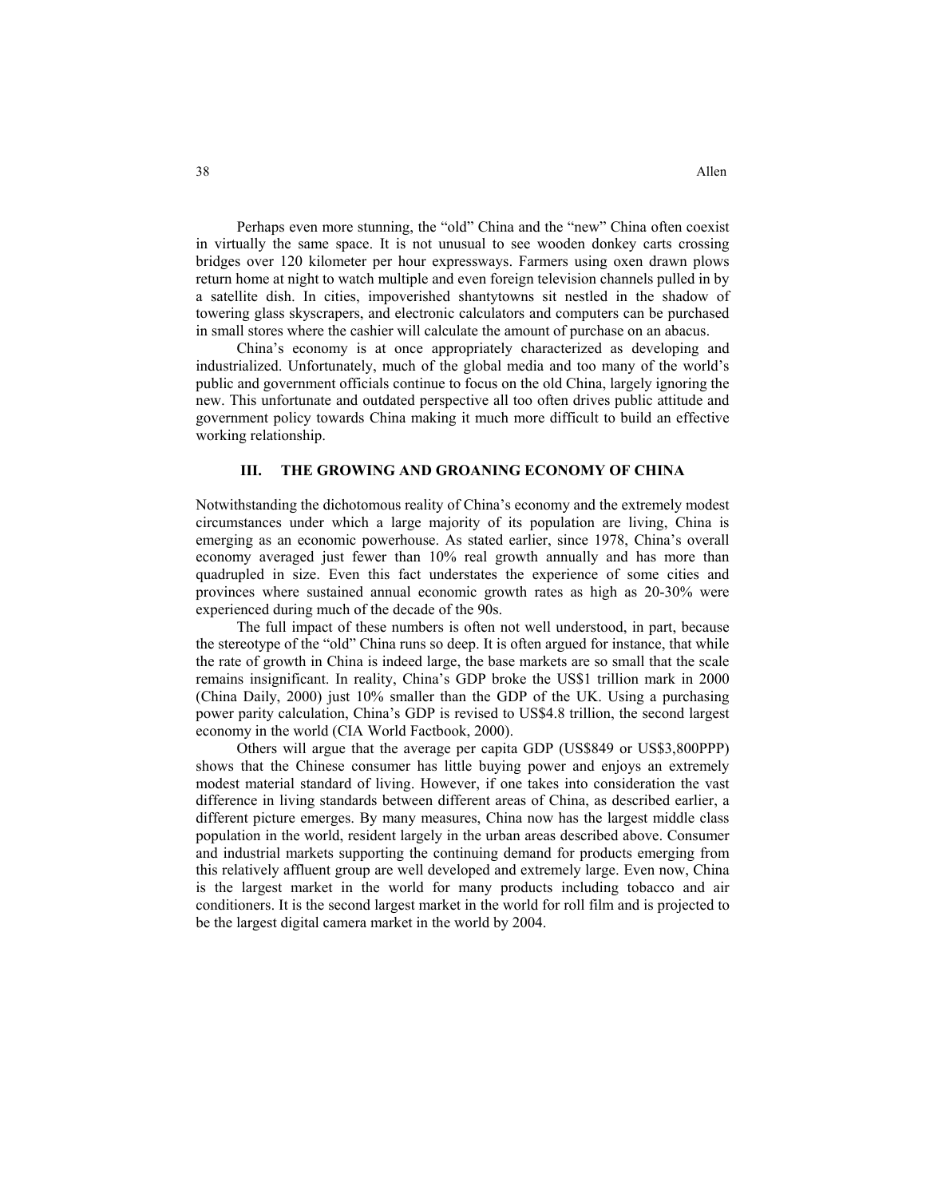Perhaps even more stunning, the "old" China and the "new" China often coexist in virtually the same space. It is not unusual to see wooden donkey carts crossing bridges over 120 kilometer per hour expressways. Farmers using oxen drawn plows return home at night to watch multiple and even foreign television channels pulled in by a satellite dish. In cities, impoverished shantytowns sit nestled in the shadow of towering glass skyscrapers, and electronic calculators and computers can be purchased in small stores where the cashier will calculate the amount of purchase on an abacus.

China's economy is at once appropriately characterized as developing and industrialized. Unfortunately, much of the global media and too many of the world's public and government officials continue to focus on the old China, largely ignoring the new. This unfortunate and outdated perspective all too often drives public attitude and government policy towards China making it much more difficult to build an effective working relationship.

## III. THE GROWING AND GROANING ECONOMY OF CHINA

Notwithstanding the dichotomous reality of China's economy and the extremely modest circumstances under which a large majority of its population are living, China is emerging as an economic powerhouse. As stated earlier, since 1978, China's overall economy averaged just fewer than 10% real growth annually and has more than quadrupled in size. Even this fact understates the experience of some cities and provinces where sustained annual economic growth rates as high as 20-30% were experienced during much of the decade of the 90s.

The full impact of these numbers is often not well understood, in part, because the stereotype of the "old" China runs so deep. It is often argued for instance, that while the rate of growth in China is indeed large, the base markets are so small that the scale remains insignificant. In reality, China's GDP broke the US$1 trillion mark in 2000 (China Daily, 2000) just 10% smaller than the GDP of the UK. Using a purchasing power parity calculation, China's GDP is revised to US$4.8 trillion, the second largest economy in the world (CIA World Factbook, 2000).

Others will argue that the average per capita GDP (US$849 or US$3,800PPP) shows that the Chinese consumer has little buying power and enjoys an extremely modest material standard of living. However, if one takes into consideration the vast difference in living standards between different areas of China, as described earlier, a different picture emerges. By many measures, China now has the largest middle class population in the world, resident largely in the urban areas described above. Consumer and industrial markets supporting the continuing demand for products emerging from this relatively affluent group are well developed and extremely large. Even now, China is the largest market in the world for many products including tobacco and air conditioners. It is the second largest market in the world for roll film and is projected to be the largest digital camera market in the world by 2004.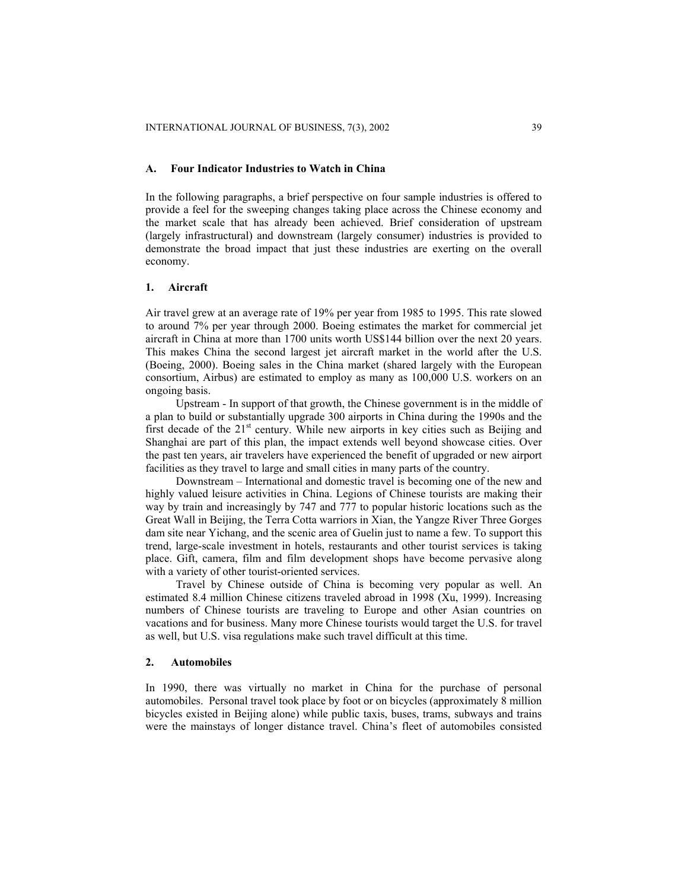## A. Four Indicator Industries to Watch in China

In the following paragraphs, a brief perspective on four sample industries is offered to provide a feel for the sweeping changes taking place across the Chinese economy and the market scale that has already been achieved. Brief consideration of upstream (largely infrastructural) and downstream (largely consumer) industries is provided to demonstrate the broad impact that just these industries are exerting on the overall economy.

### 1. Aircraft

Air travel grew at an average rate of 19% per year from 1985 to 1995. This rate slowed to around 7% per year through 2000. Boeing estimates the market for commercial jet aircraft in China at more than 1700 units worth US$144 billion over the next 20 years. This makes China the second largest jet aircraft market in the world after the U.S. (Boeing, 2000). Boeing sales in the China market (shared largely with the European consortium, Airbus) are estimated to employ as many as 100,000 U.S. workers on an ongoing basis.

Upstream - In support of that growth, the Chinese government is in the middle of a plan to build or substantially upgrade 300 airports in China during the 1990s and the first decade of the 21st century. While new airports in key cities such as Beijing and Shanghai are part of this plan, the impact extends well beyond showcase cities. Over the past ten years, air travelers have experienced the benefit of upgraded or new airport facilities as they travel to large and small cities in many parts of the country.

Downstream – International and domestic travel is becoming one of the new and highly valued leisure activities in China. Legions of Chinese tourists are making their way by train and increasingly by 747 and 777 to popular historic locations such as the Great Wall in Beijing, the Terra Cotta warriors in Xian, the Yangze River Three Gorges dam site near Yichang, and the scenic area of Guelin just to name a few. To support this trend, large-scale investment in hotels, restaurants and other tourist services is taking place. Gift, camera, film and film development shops have become pervasive along with a variety of other tourist-oriented services.

Travel by Chinese outside of China is becoming very popular as well. An estimated 8.4 million Chinese citizens traveled abroad in 1998 (Xu, 1999). Increasing numbers of Chinese tourists are traveling to Europe and other Asian countries on vacations and for business. Many more Chinese tourists would target the U.S. for travel as well, but U.S. visa regulations make such travel difficult at this time.

### 2. Automobiles

In 1990, there was virtually no market in China for the purchase of personal automobiles. Personal travel took place by foot or on bicycles (approximately 8 million bicycles existed in Beijing alone) while public taxis, buses, trams, subways and trains were the mainstays of longer distance travel. China's fleet of automobiles consisted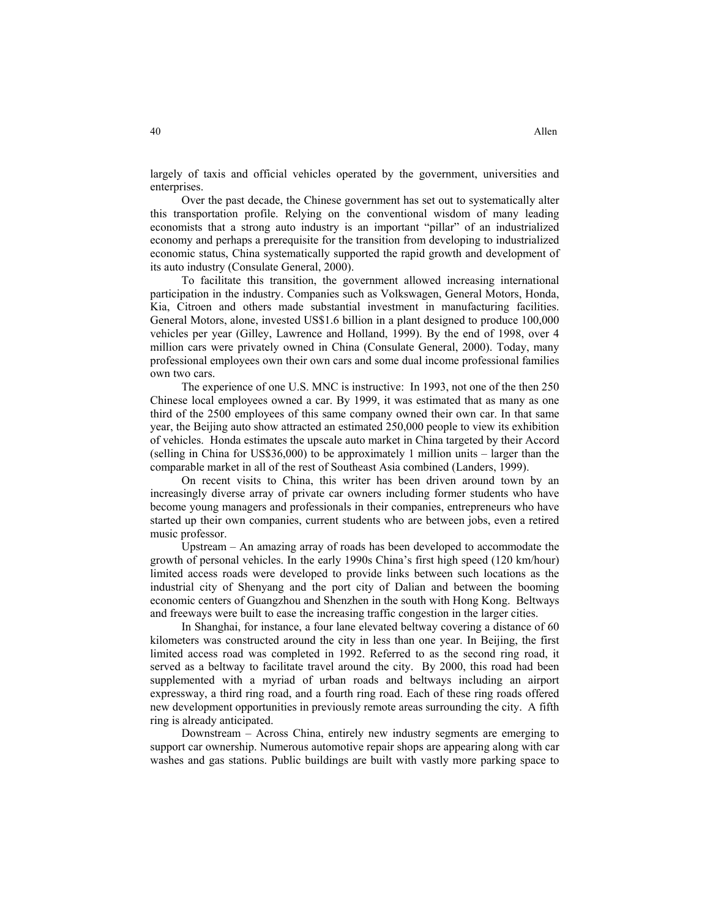largely of taxis and official vehicles operated by the government, universities and enterprises.

Over the past decade, the Chinese government has set out to systematically alter this transportation profile. Relying on the conventional wisdom of many leading economists that a strong auto industry is an important "pillar" of an industrialized economy and perhaps a prerequisite for the transition from developing to industrialized economic status, China systematically supported the rapid growth and development of its auto industry (Consulate General, 2000).

To facilitate this transition, the government allowed increasing international participation in the industry. Companies such as Volkswagen, General Motors, Honda, Kia, Citroen and others made substantial investment in manufacturing facilities. General Motors, alone, invested US$1.6 billion in a plant designed to produce 100,000 vehicles per year (Gilley, Lawrence and Holland, 1999). By the end of 1998, over 4 million cars were privately owned in China (Consulate General, 2000). Today, many professional employees own their own cars and some dual income professional families own two cars.

The experience of one U.S. MNC is instructive: In 1993, not one of the then 250 Chinese local employees owned a car. By 1999, it was estimated that as many as one third of the 2500 employees of this same company owned their own car. In that same year, the Beijing auto show attracted an estimated 250,000 people to view its exhibition of vehicles. Honda estimates the upscale auto market in China targeted by their Accord (selling in China for US$36,000) to be approximately 1 million units – larger than the comparable market in all of the rest of Southeast Asia combined (Landers, 1999).

On recent visits to China, this writer has been driven around town by an increasingly diverse array of private car owners including former students who have become young managers and professionals in their companies, entrepreneurs who have started up their own companies, current students who are between jobs, even a retired music professor.

Upstream – An amazing array of roads has been developed to accommodate the growth of personal vehicles. In the early 1990s China's first high speed (120 km/hour) limited access roads were developed to provide links between such locations as the industrial city of Shenyang and the port city of Dalian and between the booming economic centers of Guangzhou and Shenzhen in the south with Hong Kong. Beltways and freeways were built to ease the increasing traffic congestion in the larger cities.

In Shanghai, for instance, a four lane elevated beltway covering a distance of 60 kilometers was constructed around the city in less than one year. In Beijing, the first limited access road was completed in 1992. Referred to as the second ring road, it served as a beltway to facilitate travel around the city. By 2000, this road had been supplemented with a myriad of urban roads and beltways including an airport expressway, a third ring road, and a fourth ring road. Each of these ring roads offered new development opportunities in previously remote areas surrounding the city. A fifth ring is already anticipated.

Downstream – Across China, entirely new industry segments are emerging to support car ownership. Numerous automotive repair shops are appearing along with car washes and gas stations. Public buildings are built with vastly more parking space to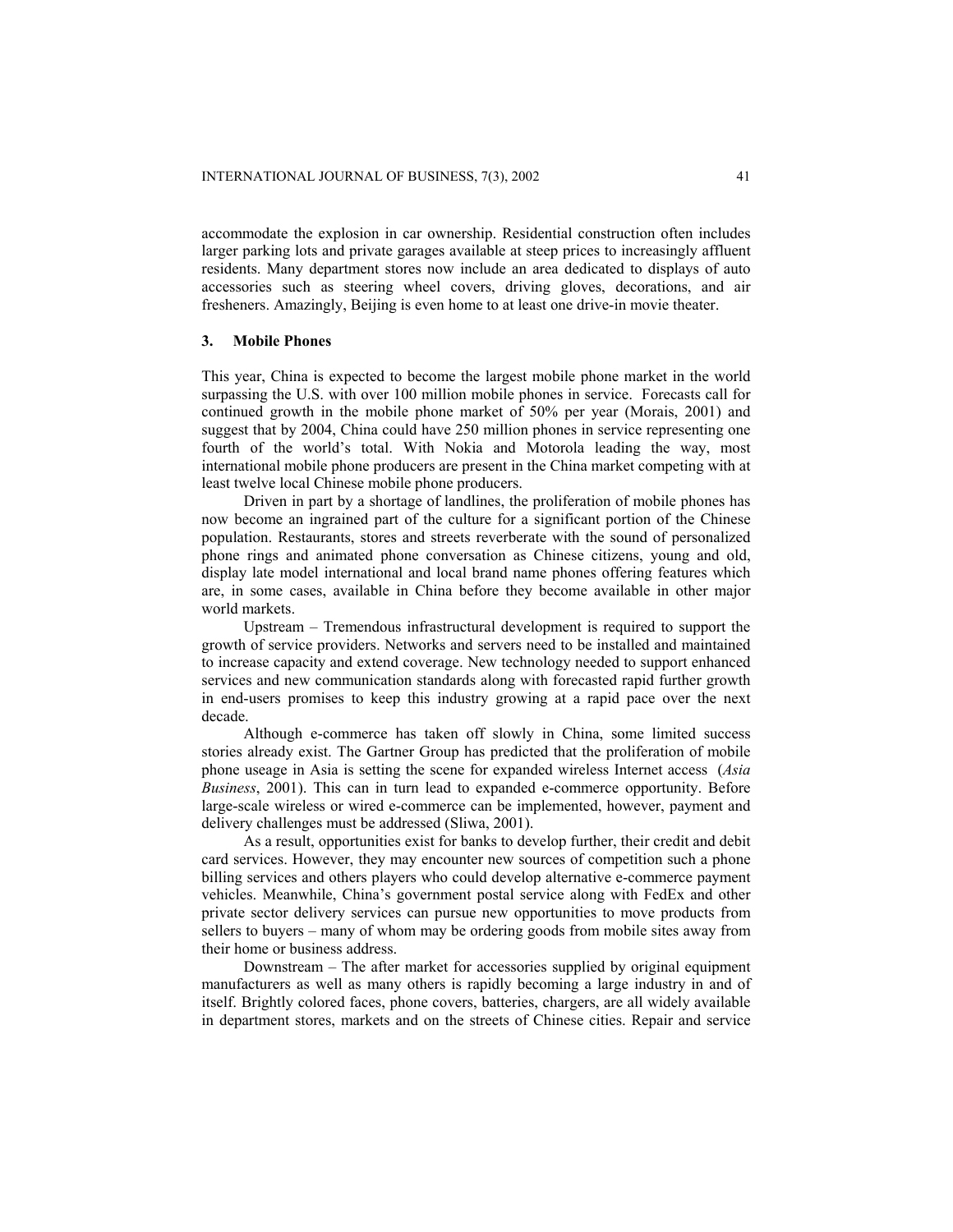accommodate the explosion in car ownership. Residential construction often includes larger parking lots and private garages available at steep prices to increasingly affluent residents. Many department stores now include an area dedicated to displays of auto accessories such as steering wheel covers, driving gloves, decorations, and air fresheners. Amazingly, Beijing is even home to at least one drive-in movie theater.

## 3. Mobile Phones

This year, China is expected to become the largest mobile phone market in the world surpassing the U.S. with over 100 million mobile phones in service. Forecasts call for continued growth in the mobile phone market of 50% per year (Morais, 2001) and suggest that by 2004, China could have 250 million phones in service representing one fourth of the world's total. With Nokia and Motorola leading the way, most international mobile phone producers are present in the China market competing with at least twelve local Chinese mobile phone producers.

Driven in part by a shortage of landlines, the proliferation of mobile phones has now become an ingrained part of the culture for a significant portion of the Chinese population. Restaurants, stores and streets reverberate with the sound of personalized phone rings and animated phone conversation as Chinese citizens, young and old, display late model international and local brand name phones offering features which are, in some cases, available in China before they become available in other major world markets.

Upstream – Tremendous infrastructural development is required to support the growth of service providers. Networks and servers need to be installed and maintained to increase capacity and extend coverage. New technology needed to support enhanced services and new communication standards along with forecasted rapid further growth in end-users promises to keep this industry growing at a rapid pace over the next decade.

Although e-commerce has taken off slowly in China, some limited success stories already exist. The Gartner Group has predicted that the proliferation of mobile phone useage in Asia is setting the scene for expanded wireless Internet access (*Asia Business*, 2001). This can in turn lead to expanded e-commerce opportunity. Before large-scale wireless or wired e-commerce can be implemented, however, payment and delivery challenges must be addressed (Sliwa, 2001).

As a result, opportunities exist for banks to develop further, their credit and debit card services. However, they may encounter new sources of competition such a phone billing services and others players who could develop alternative e-commerce payment vehicles. Meanwhile, China's government postal service along with FedEx and other private sector delivery services can pursue new opportunities to move products from sellers to buyers – many of whom may be ordering goods from mobile sites away from their home or business address.

Downstream – The after market for accessories supplied by original equipment manufacturers as well as many others is rapidly becoming a large industry in and of itself. Brightly colored faces, phone covers, batteries, chargers, are all widely available in department stores, markets and on the streets of Chinese cities. Repair and service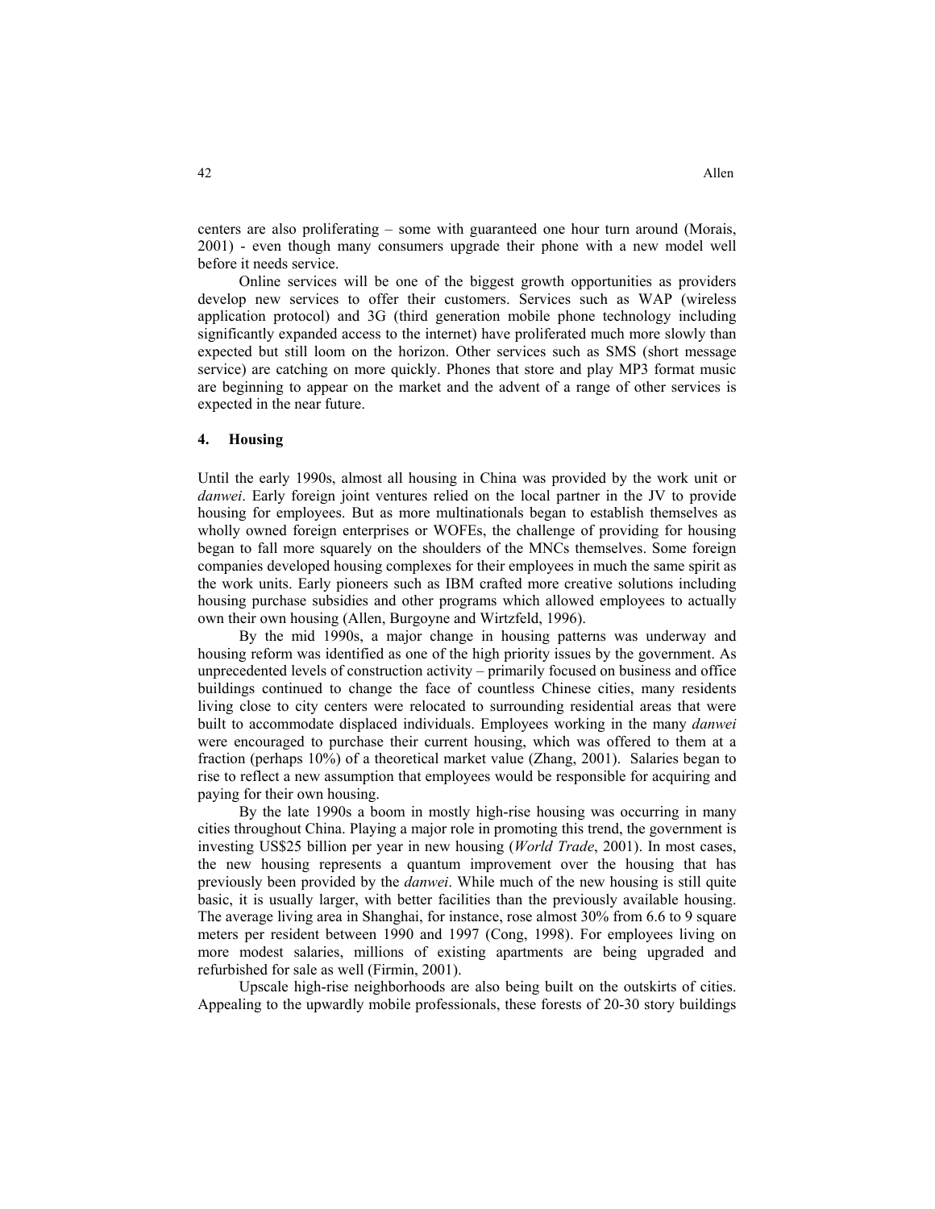centers are also proliferating – some with guaranteed one hour turn around (Morais, 2001) - even though many consumers upgrade their phone with a new model well before it needs service.

Online services will be one of the biggest growth opportunities as providers develop new services to offer their customers. Services such as WAP (wireless application protocol) and 3G (third generation mobile phone technology including significantly expanded access to the internet) have proliferated much more slowly than expected but still loom on the horizon. Other services such as SMS (short message service) are catching on more quickly. Phones that store and play MP3 format music are beginning to appear on the market and the advent of a range of other services is expected in the near future.

## 4. Housing

Until the early 1990s, almost all housing in China was provided by the work unit or *danwei*. Early foreign joint ventures relied on the local partner in the JV to provide housing for employees. But as more multinationals began to establish themselves as wholly owned foreign enterprises or WOFEs, the challenge of providing for housing began to fall more squarely on the shoulders of the MNCs themselves. Some foreign companies developed housing complexes for their employees in much the same spirit as the work units. Early pioneers such as IBM crafted more creative solutions including housing purchase subsidies and other programs which allowed employees to actually own their own housing (Allen, Burgoyne and Wirtzfeld, 1996).

By the mid 1990s, a major change in housing patterns was underway and housing reform was identified as one of the high priority issues by the government. As unprecedented levels of construction activity – primarily focused on business and office buildings continued to change the face of countless Chinese cities, many residents living close to city centers were relocated to surrounding residential areas that were built to accommodate displaced individuals. Employees working in the many *danwei* were encouraged to purchase their current housing, which was offered to them at a fraction (perhaps 10%) of a theoretical market value (Zhang, 2001). Salaries began to rise to reflect a new assumption that employees would be responsible for acquiring and paying for their own housing.

By the late 1990s a boom in mostly high-rise housing was occurring in many cities throughout China. Playing a major role in promoting this trend, the government is investing US$25 billion per year in new housing (*World Trade*, 2001). In most cases, the new housing represents a quantum improvement over the housing that has previously been provided by the *danwei*. While much of the new housing is still quite basic, it is usually larger, with better facilities than the previously available housing. The average living area in Shanghai, for instance, rose almost 30% from 6.6 to 9 square meters per resident between 1990 and 1997 (Cong, 1998). For employees living on more modest salaries, millions of existing apartments are being upgraded and refurbished for sale as well (Firmin, 2001).

Upscale high-rise neighborhoods are also being built on the outskirts of cities. Appealing to the upwardly mobile professionals, these forests of 20-30 story buildings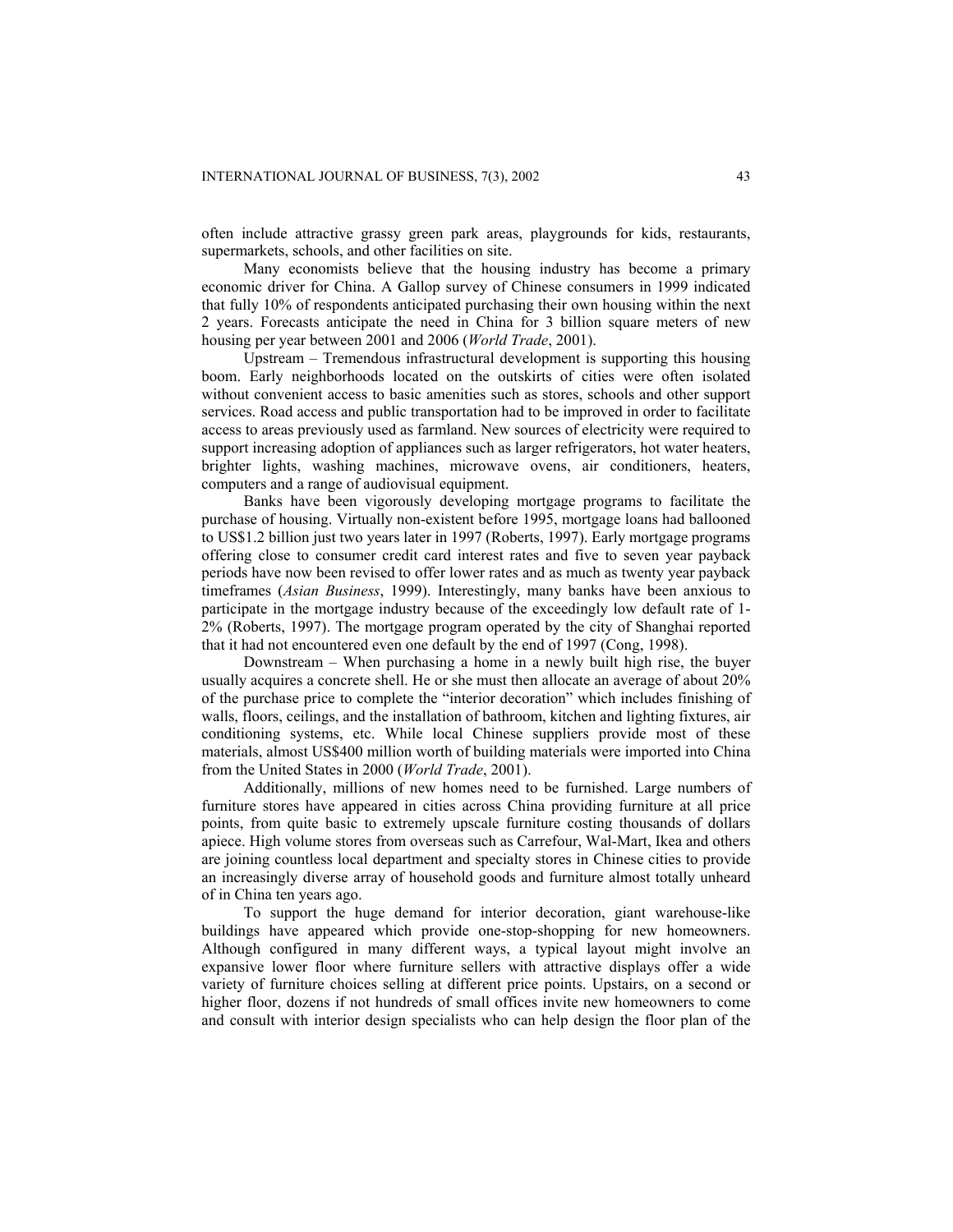often include attractive grassy green park areas, playgrounds for kids, restaurants, supermarkets, schools, and other facilities on site.

Many economists believe that the housing industry has become a primary economic driver for China. A Gallop survey of Chinese consumers in 1999 indicated that fully 10% of respondents anticipated purchasing their own housing within the next 2 years. Forecasts anticipate the need in China for 3 billion square meters of new housing per year between 2001 and 2006 (*World Trade*, 2001).

Upstream – Tremendous infrastructural development is supporting this housing boom. Early neighborhoods located on the outskirts of cities were often isolated without convenient access to basic amenities such as stores, schools and other support services. Road access and public transportation had to be improved in order to facilitate access to areas previously used as farmland. New sources of electricity were required to support increasing adoption of appliances such as larger refrigerators, hot water heaters, brighter lights, washing machines, microwave ovens, air conditioners, heaters, computers and a range of audiovisual equipment.

Banks have been vigorously developing mortgage programs to facilitate the purchase of housing. Virtually non-existent before 1995, mortgage loans had ballooned to US$1.2 billion just two years later in 1997 (Roberts, 1997). Early mortgage programs offering close to consumer credit card interest rates and five to seven year payback periods have now been revised to offer lower rates and as much as twenty year payback timeframes (*Asian Business*, 1999). Interestingly, many banks have been anxious to participate in the mortgage industry because of the exceedingly low default rate of 1-2% (Roberts, 1997). The mortgage program operated by the city of Shanghai reported that it had not encountered even one default by the end of 1997 (Cong, 1998).

Downstream – When purchasing a home in a newly built high rise, the buyer usually acquires a concrete shell. He or she must then allocate an average of about 20% of the purchase price to complete the "interior decoration" which includes finishing of walls, floors, ceilings, and the installation of bathroom, kitchen and lighting fixtures, air conditioning systems, etc. While local Chinese suppliers provide most of these materials, almost US$400 million worth of building materials were imported into China from the United States in 2000 (*World Trade*, 2001).

Additionally, millions of new homes need to be furnished. Large numbers of furniture stores have appeared in cities across China providing furniture at all price points, from quite basic to extremely upscale furniture costing thousands of dollars apiece. High volume stores from overseas such as Carrefour, Wal-Mart, Ikea and others are joining countless local department and specialty stores in Chinese cities to provide an increasingly diverse array of household goods and furniture almost totally unheard of in China ten years ago.

To support the huge demand for interior decoration, giant warehouse-like buildings have appeared which provide one-stop-shopping for new homeowners. Although configured in many different ways, a typical layout might involve an expansive lower floor where furniture sellers with attractive displays offer a wide variety of furniture choices selling at different price points. Upstairs, on a second or higher floor, dozens if not hundreds of small offices invite new homeowners to come and consult with interior design specialists who can help design the floor plan of the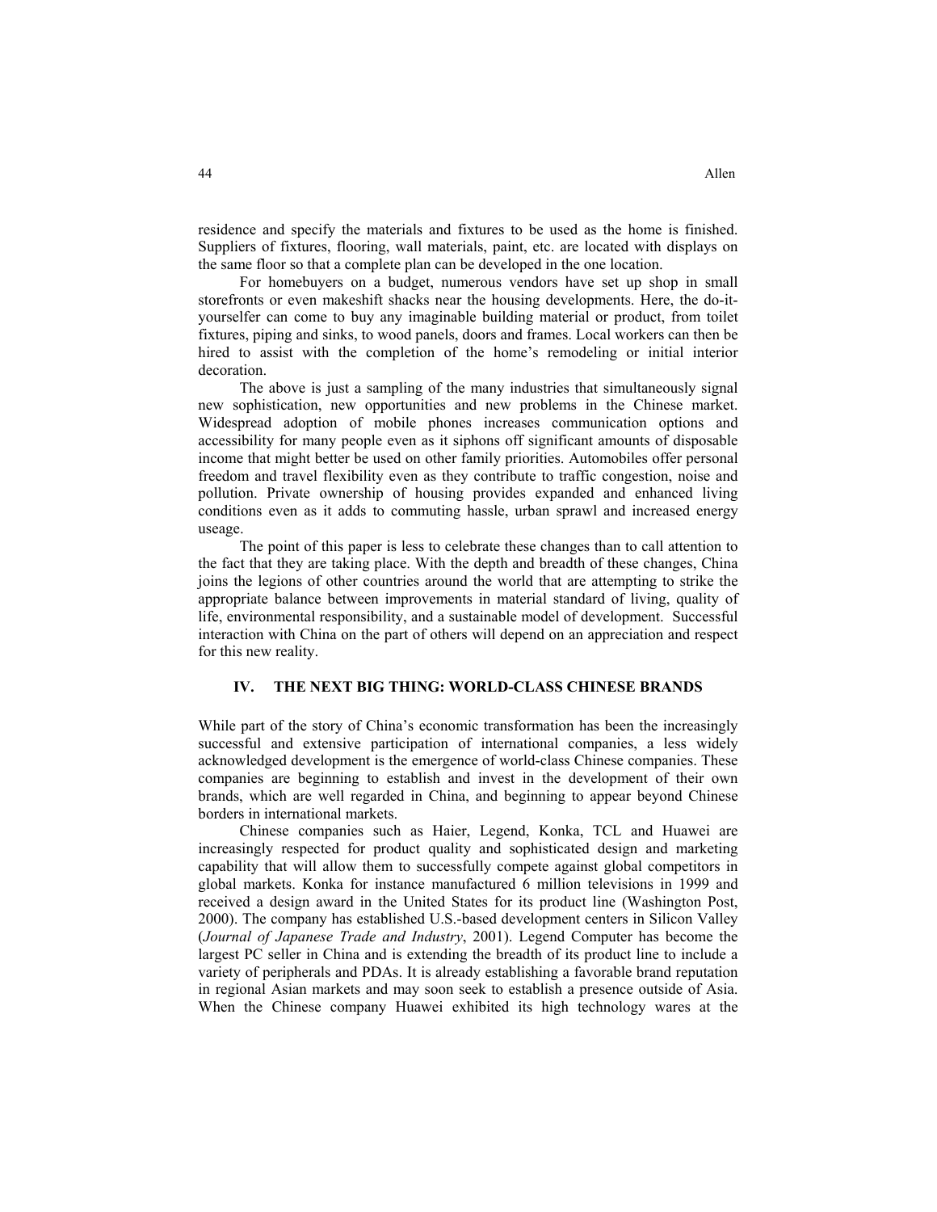residence and specify the materials and fixtures to be used as the home is finished. Suppliers of fixtures, flooring, wall materials, paint, etc. are located with displays on the same floor so that a complete plan can be developed in the one location.

For homebuyers on a budget, numerous vendors have set up shop in small storefronts or even makeshift shacks near the housing developments. Here, the do-it-yourselfer can come to buy any imaginable building material or product, from toilet fixtures, piping and sinks, to wood panels, doors and frames. Local workers can then be hired to assist with the completion of the home's remodeling or initial interior decoration.

The above is just a sampling of the many industries that simultaneously signal new sophistication, new opportunities and new problems in the Chinese market. Widespread adoption of mobile phones increases communication options and accessibility for many people even as it siphons off significant amounts of disposable income that might better be used on other family priorities. Automobiles offer personal freedom and travel flexibility even as they contribute to traffic congestion, noise and pollution. Private ownership of housing provides expanded and enhanced living conditions even as it adds to commuting hassle, urban sprawl and increased energy useage.

The point of this paper is less to celebrate these changes than to call attention to the fact that they are taking place. With the depth and breadth of these changes, China joins the legions of other countries around the world that are attempting to strike the appropriate balance between improvements in material standard of living, quality of life, environmental responsibility, and a sustainable model of development. Successful interaction with China on the part of others will depend on an appreciation and respect for this new reality.

## IV. THE NEXT BIG THING: WORLD-CLASS CHINESE BRANDS

While part of the story of China's economic transformation has been the increasingly successful and extensive participation of international companies, a less widely acknowledged development is the emergence of world-class Chinese companies. These companies are beginning to establish and invest in the development of their own brands, which are well regarded in China, and beginning to appear beyond Chinese borders in international markets.

Chinese companies such as Haier, Legend, Konka, TCL and Huawei are increasingly respected for product quality and sophisticated design and marketing capability that will allow them to successfully compete against global competitors in global markets. Konka for instance manufactured 6 million televisions in 1999 and received a design award in the United States for its product line (Washington Post, 2000). The company has established U.S.-based development centers in Silicon Valley (*Journal of Japanese Trade and Industry*, 2001). Legend Computer has become the largest PC seller in China and is extending the breadth of its product line to include a variety of peripherals and PDAs. It is already establishing a favorable brand reputation in regional Asian markets and may soon seek to establish a presence outside of Asia. When the Chinese company Huawei exhibited its high technology wares at the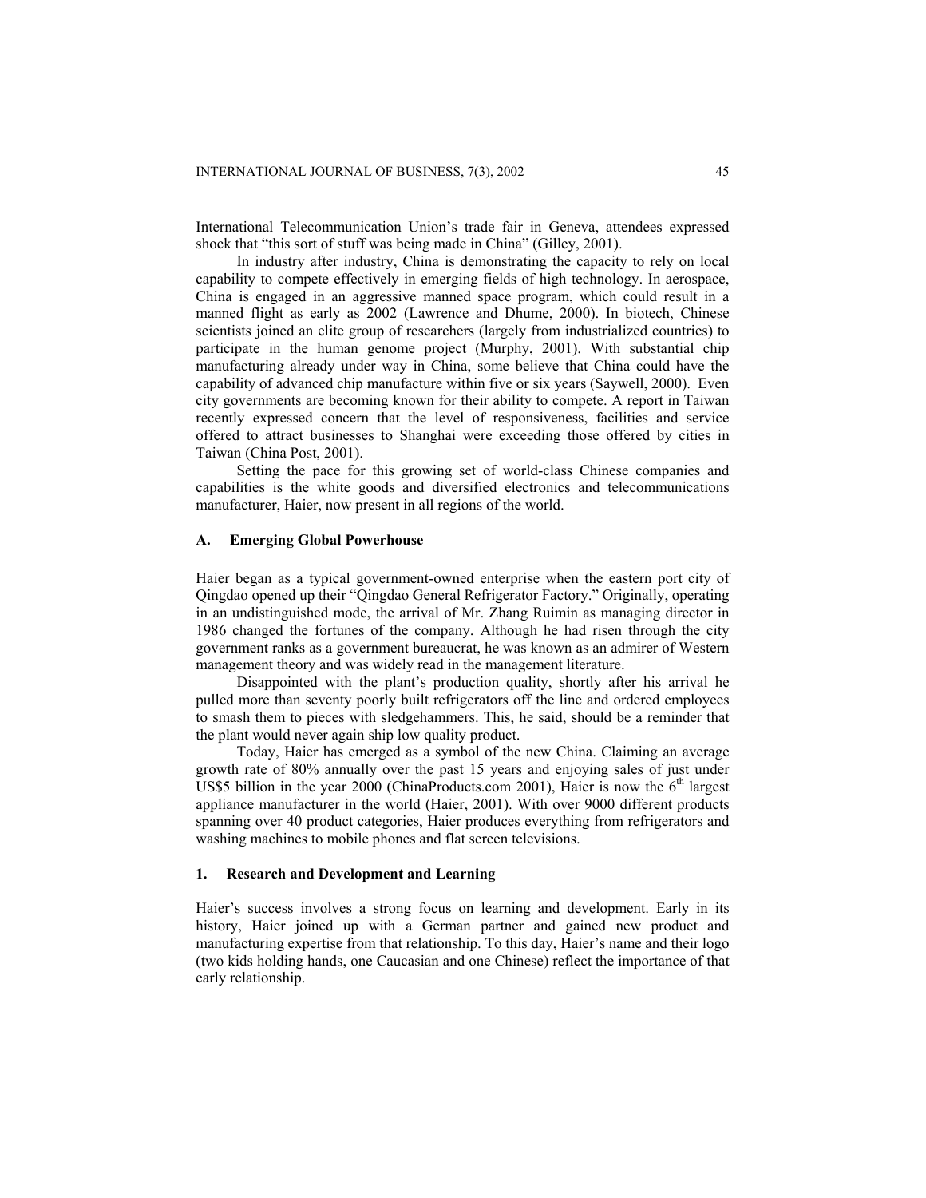International Telecommunication Union's trade fair in Geneva, attendees expressed shock that "this sort of stuff was being made in China" (Gilley, 2001).

In industry after industry, China is demonstrating the capacity to rely on local capability to compete effectively in emerging fields of high technology. In aerospace, China is engaged in an aggressive manned space program, which could result in a manned flight as early as 2002 (Lawrence and Dhume, 2000). In biotech, Chinese scientists joined an elite group of researchers (largely from industrialized countries) to participate in the human genome project (Murphy, 2001). With substantial chip manufacturing already under way in China, some believe that China could have the capability of advanced chip manufacture within five or six years (Saywell, 2000). Even city governments are becoming known for their ability to compete. A report in Taiwan recently expressed concern that the level of responsiveness, facilities and service offered to attract businesses to Shanghai were exceeding those offered by cities in Taiwan (China Post, 2001).

Setting the pace for this growing set of world-class Chinese companies and capabilities is the white goods and diversified electronics and telecommunications manufacturer, Haier, now present in all regions of the world.

### A. Emerging Global Powerhouse

Haier began as a typical government-owned enterprise when the eastern port city of Qingdao opened up their "Qingdao General Refrigerator Factory." Originally, operating in an undistinguished mode, the arrival of Mr. Zhang Ruimin as managing director in 1986 changed the fortunes of the company. Although he had risen through the city government ranks as a government bureaucrat, he was known as an admirer of Western management theory and was widely read in the management literature.

Disappointed with the plant's production quality, shortly after his arrival he pulled more than seventy poorly built refrigerators off the line and ordered employees to smash them to pieces with sledgehammers. This, he said, should be a reminder that the plant would never again ship low quality product.

Today, Haier has emerged as a symbol of the new China. Claiming an average growth rate of 80% annually over the past 15 years and enjoying sales of just under US$5 billion in the year 2000 (ChinaProducts.com 2001), Haier is now the 6th largest appliance manufacturer in the world (Haier, 2001). With over 9000 different products spanning over 40 product categories, Haier produces everything from refrigerators and washing machines to mobile phones and flat screen televisions.

#### 1. Research and Development and Learning

Haier's success involves a strong focus on learning and development. Early in its history, Haier joined up with a German partner and gained new product and manufacturing expertise from that relationship. To this day, Haier's name and their logo (two kids holding hands, one Caucasian and one Chinese) reflect the importance of that early relationship.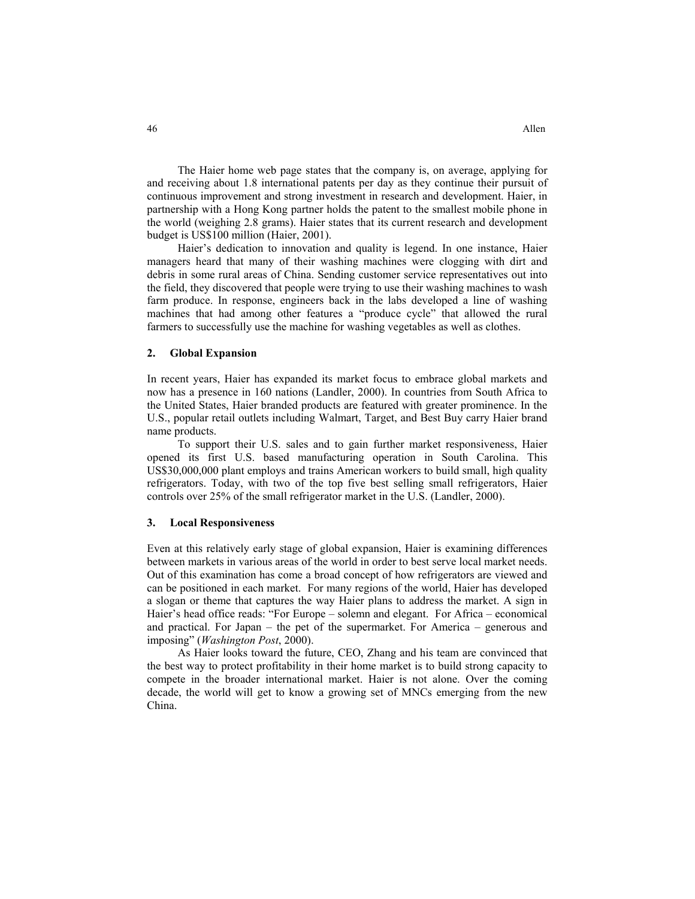The Haier home web page states that the company is, on average, applying for and receiving about 1.8 international patents per day as they continue their pursuit of continuous improvement and strong investment in research and development. Haier, in partnership with a Hong Kong partner holds the patent to the smallest mobile phone in the world (weighing 2.8 grams). Haier states that its current research and development budget is US$100 million (Haier, 2001).

Haier's dedication to innovation and quality is legend. In one instance, Haier managers heard that many of their washing machines were clogging with dirt and debris in some rural areas of China. Sending customer service representatives out into the field, they discovered that people were trying to use their washing machines to wash farm produce. In response, engineers back in the labs developed a line of washing machines that had among other features a "produce cycle" that allowed the rural farmers to successfully use the machine for washing vegetables as well as clothes.

## 2. Global Expansion

In recent years, Haier has expanded its market focus to embrace global markets and now has a presence in 160 nations (Landler, 2000). In countries from South Africa to the United States, Haier branded products are featured with greater prominence. In the U.S., popular retail outlets including Walmart, Target, and Best Buy carry Haier brand name products.

To support their U.S. sales and to gain further market responsiveness, Haier opened its first U.S. based manufacturing operation in South Carolina. This US$30,000,000 plant employs and trains American workers to build small, high quality refrigerators. Today, with two of the top five best selling small refrigerators, Haier controls over 25% of the small refrigerator market in the U.S. (Landler, 2000).

## 3. Local Responsiveness

Even at this relatively early stage of global expansion, Haier is examining differences between markets in various areas of the world in order to best serve local market needs. Out of this examination has come a broad concept of how refrigerators are viewed and can be positioned in each market. For many regions of the world, Haier has developed a slogan or theme that captures the way Haier plans to address the market. A sign in Haier's head office reads: "For Europe – solemn and elegant. For Africa – economical and practical. For Japan – the pet of the supermarket. For America – generous and imposing" (*Washington Post*, 2000).

As Haier looks toward the future, CEO, Zhang and his team are convinced that the best way to protect profitability in their home market is to build strong capacity to compete in the broader international market. Haier is not alone. Over the coming decade, the world will get to know a growing set of MNCs emerging from the new China.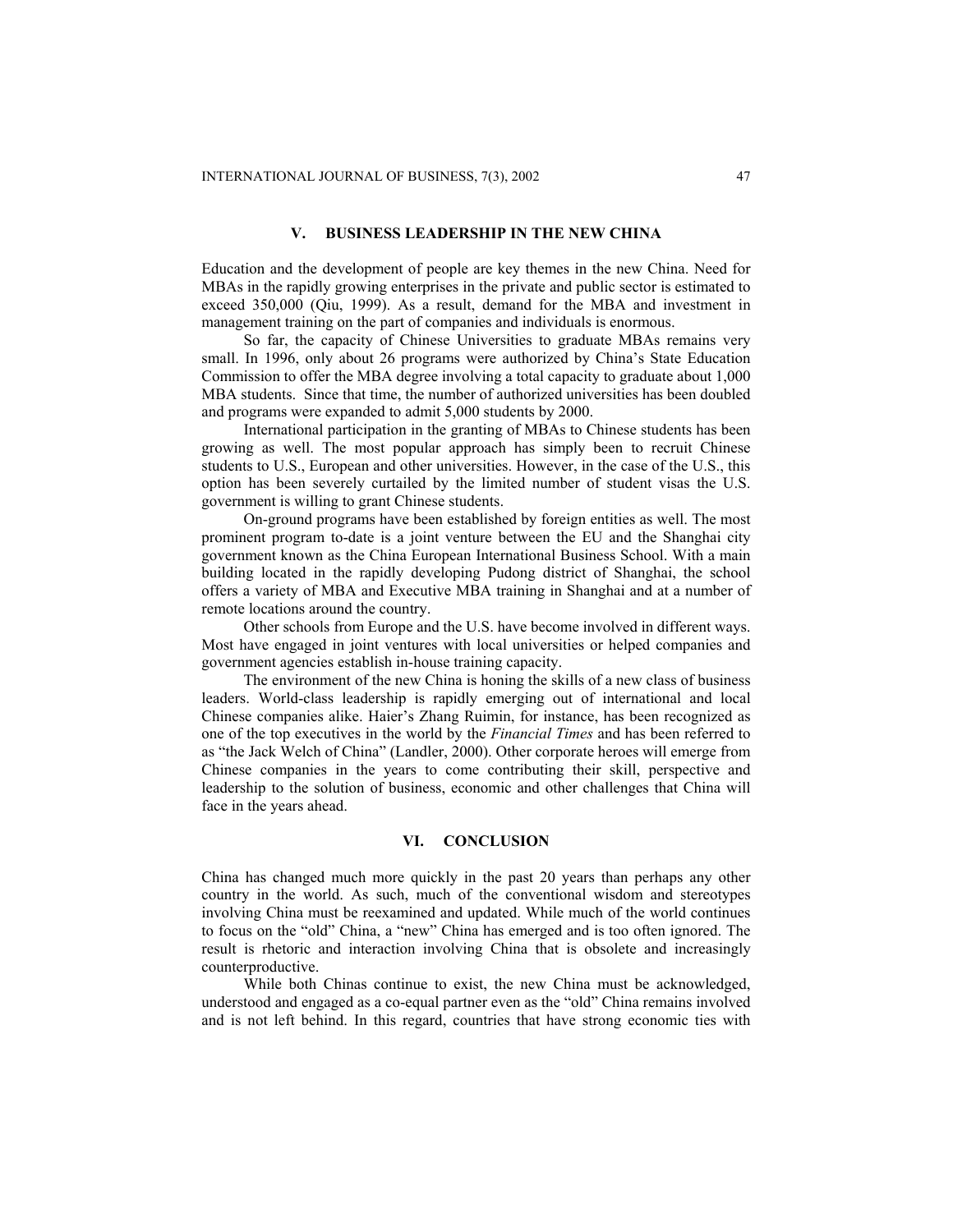## V. BUSINESS LEADERSHIP IN THE NEW CHINA

Education and the development of people are key themes in the new China. Need for MBAs in the rapidly growing enterprises in the private and public sector is estimated to exceed 350,000 (Qiu, 1999). As a result, demand for the MBA and investment in management training on the part of companies and individuals is enormous.

So far, the capacity of Chinese Universities to graduate MBAs remains very small. In 1996, only about 26 programs were authorized by China's State Education Commission to offer the MBA degree involving a total capacity to graduate about 1,000 MBA students. Since that time, the number of authorized universities has been doubled and programs were expanded to admit 5,000 students by 2000.

International participation in the granting of MBAs to Chinese students has been growing as well. The most popular approach has simply been to recruit Chinese students to U.S., European and other universities. However, in the case of the U.S., this option has been severely curtailed by the limited number of student visas the U.S. government is willing to grant Chinese students.

On-ground programs have been established by foreign entities as well. The most prominent program to-date is a joint venture between the EU and the Shanghai city government known as the China European International Business School. With a main building located in the rapidly developing Pudong district of Shanghai, the school offers a variety of MBA and Executive MBA training in Shanghai and at a number of remote locations around the country.

Other schools from Europe and the U.S. have become involved in different ways. Most have engaged in joint ventures with local universities or helped companies and government agencies establish in-house training capacity.

The environment of the new China is honing the skills of a new class of business leaders. World-class leadership is rapidly emerging out of international and local Chinese companies alike. Haier's Zhang Ruimin, for instance, has been recognized as one of the top executives in the world by the *Financial Times* and has been referred to as "the Jack Welch of China" (Landler, 2000). Other corporate heroes will emerge from Chinese companies in the years to come contributing their skill, perspective and leadership to the solution of business, economic and other challenges that China will face in the years ahead.

## VI. CONCLUSION

China has changed much more quickly in the past 20 years than perhaps any other country in the world. As such, much of the conventional wisdom and stereotypes involving China must be reexamined and updated. While much of the world continues to focus on the "old" China, a "new" China has emerged and is too often ignored. The result is rhetoric and interaction involving China that is obsolete and increasingly counterproductive.

While both Chinas continue to exist, the new China must be acknowledged, understood and engaged as a co-equal partner even as the "old" China remains involved and is not left behind. In this regard, countries that have strong economic ties with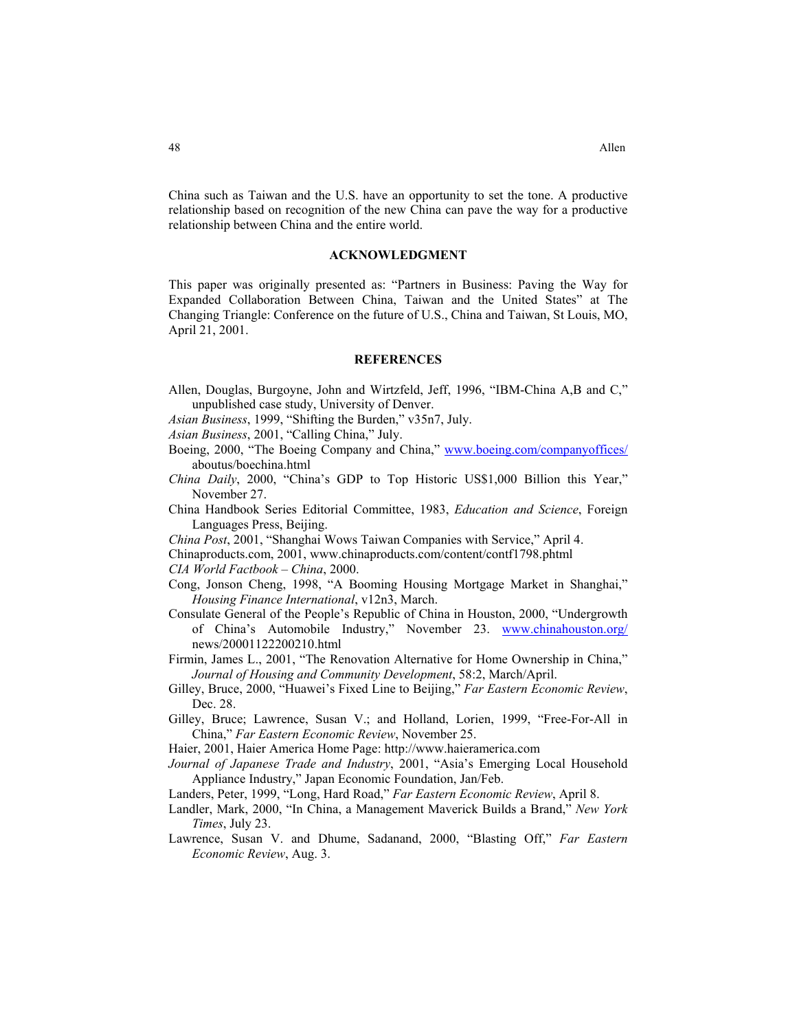China such as Taiwan and the U.S. have an opportunity to set the tone. A productive relationship based on recognition of the new China can pave the way for a productive relationship between China and the entire world.

## ACKNOWLEDGMENT

This paper was originally presented as: "Partners in Business: Paving the Way for Expanded Collaboration Between China, Taiwan and the United States" at The Changing Triangle: Conference on the future of U.S., China and Taiwan, St Louis, MO, April 21, 2001.

## REFERENCES

Allen, Douglas, Burgoyne, John and Wirtzfeld, Jeff, 1996, "IBM-China A,B and C," unpublished case study, University of Denver.

*Asian Business*, 1999, "Shifting the Burden," v35n7, July.

*Asian Business*, 2001, "Calling China," July.

Boeing, 2000, "The Boeing Company and China," www.boeing.com/companyoffices/aboutus/boechina.html

*China Daily*, 2000, "China's GDP to Top Historic US$1,000 Billion this Year," November 27.

China Handbook Series Editorial Committee, 1983, *Education and Science*, Foreign Languages Press, Beijing.

*China Post*, 2001, "Shanghai Wows Taiwan Companies with Service," April 4.

Chinaproducts.com, 2001, www.chinaproducts.com/content/contf1798.phtml

*CIA World Factbook – China*, 2000.

Cong, Jonson Cheng, 1998, "A Booming Housing Mortgage Market in Shanghai," *Housing Finance International*, v12n3, March.

Consulate General of the People's Republic of China in Houston, 2000, "Undergrowth of China's Automobile Industry," November 23. www.chinahouston.org/news/20001122200210.html

Firmin, James L., 2001, "The Renovation Alternative for Home Ownership in China," *Journal of Housing and Community Development*, 58:2, March/April.

Gilley, Bruce, 2000, "Huawei's Fixed Line to Beijing," *Far Eastern Economic Review*, Dec. 28.

Gilley, Bruce; Lawrence, Susan V.; and Holland, Lorien, 1999, "Free-For-All in China," *Far Eastern Economic Review*, November 25.

Haier, 2001, Haier America Home Page: http://www.haieramerica.com

*Journal of Japanese Trade and Industry*, 2001, "Asia's Emerging Local Household Appliance Industry," Japan Economic Foundation, Jan/Feb.

Landers, Peter, 1999, "Long, Hard Road," *Far Eastern Economic Review*, April 8.

Landler, Mark, 2000, "In China, a Management Maverick Builds a Brand," *New York Times*, July 23.

Lawrence, Susan V. and Dhume, Sadanand, 2000, "Blasting Off," *Far Eastern Economic Review*, Aug. 3.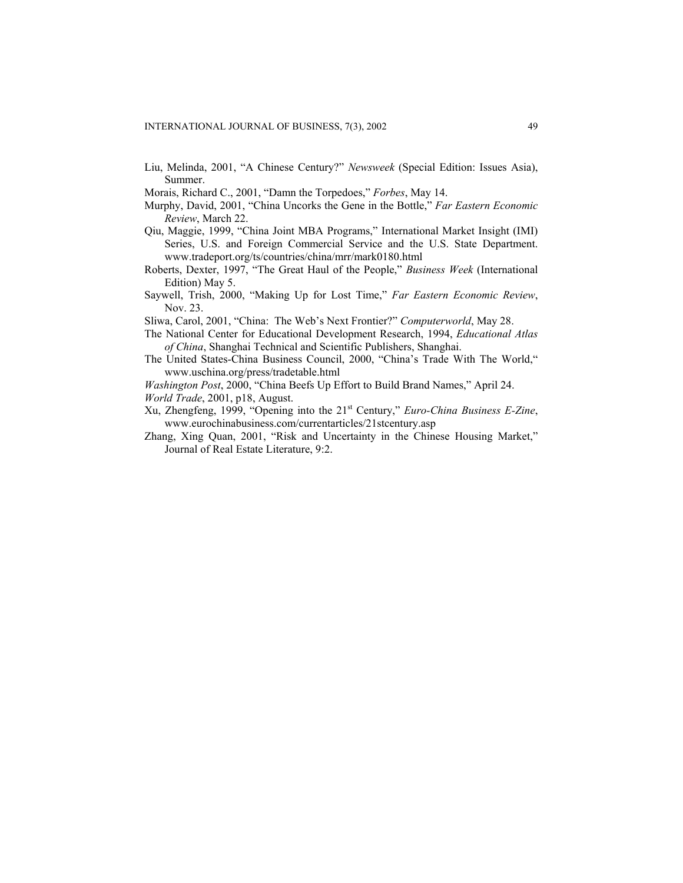Liu, Melinda, 2001, "A Chinese Century?" *Newsweek* (Special Edition: Issues Asia), Summer.

Morais, Richard C., 2001, "Damn the Torpedoes," *Forbes*, May 14.

Murphy, David, 2001, "China Uncorks the Gene in the Bottle," *Far Eastern Economic Review*, March 22.

Qiu, Maggie, 1999, "China Joint MBA Programs," International Market Insight (IMI) Series, U.S. and Foreign Commercial Service and the U.S. State Department. www.tradeport.org/ts/countries/china/mrr/mark0180.html

Roberts, Dexter, 1997, "The Great Haul of the People," *Business Week* (International Edition) May 5.

Saywell, Trish, 2000, "Making Up for Lost Time," *Far Eastern Economic Review*, Nov. 23.

Sliwa, Carol, 2001, "China: The Web's Next Frontier?" *Computerworld*, May 28.

The National Center for Educational Development Research, 1994, *Educational Atlas of China*, Shanghai Technical and Scientific Publishers, Shanghai.

The United States-China Business Council, 2000, "China's Trade With The World," www.uschina.org/press/tradetable.html

*Washington Post*, 2000, "China Beefs Up Effort to Build Brand Names," April 24.

*World Trade*, 2001, p18, August.

Xu, Zhengfeng, 1999, "Opening into the 21st Century," *Euro-China Business E-Zine*, www.eurochinabusiness.com/currentarticles/21stcentury.asp

Zhang, Xing Quan, 2001, "Risk and Uncertainty in the Chinese Housing Market," Journal of Real Estate Literature, 9:2.